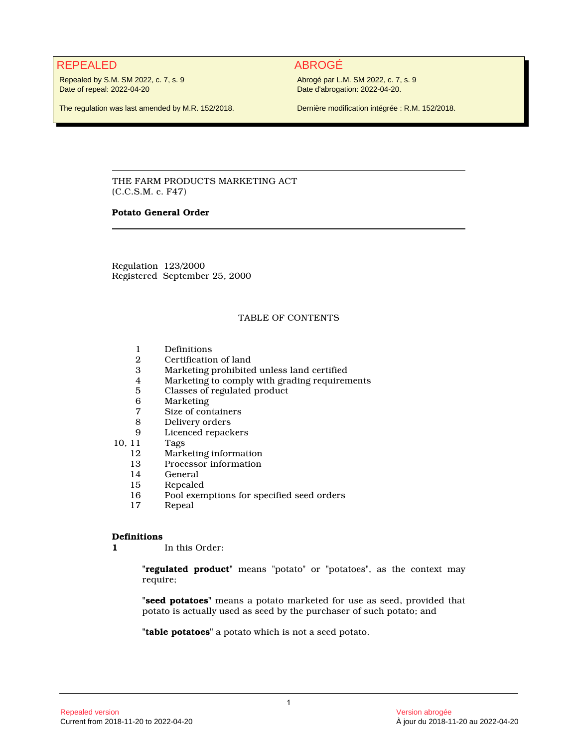REPEALED

Repealed by S.M. SM 2022, c. 7, s. 9
Date of repeal: 2022-04-20

The regulation was last amended by M.R. 152/2018.

ABROGÉ

Abrogé par L.M. SM 2022, c. 7, s. 9
Date d'abrogation: 2022-04-20.

Dernière modification intégrée : R.M. 152/2018.

---

THE FARM PRODUCTS MARKETING ACT
(C.C.S.M. c. F47)

**Potato General Order**

---

Regulation 123/2000
Registered September 25, 2000

TABLE OF CONTENTS

| | |
|---|---|
| 1 | Definitions |
| 2 | Certification of land |
| 3 | Marketing prohibited unless land certified |
| 4 | Marketing to comply with grading requirements |
| 5 | Classes of regulated product |
| 6 | Marketing |
| 7 | Size of containers |
| 8 | Delivery orders |
| 9 | Licenced repackers |
| 10, 11 | Tags |
| 12 | Marketing information |
| 13 | Processor information |
| 14 | General |
| 15 | Repealed |
| 16 | Pool exemptions for specified seed orders |
| 17 | Repeal |

**Definitions**

**1** In this Order:

"**regulated product**" means "potato" or "potatoes", as the context may require;

"**seed potatoes**" means a potato marketed for use as seed, provided that potato is actually used as seed by the purchaser of such potato; and

"**table potatoes**" a potato which is not a seed potato.

Repealed version
Current from 2018-11-20 to 2022-04-20

Version abrogée
À jour du 2018-11-20 au 2022-04-20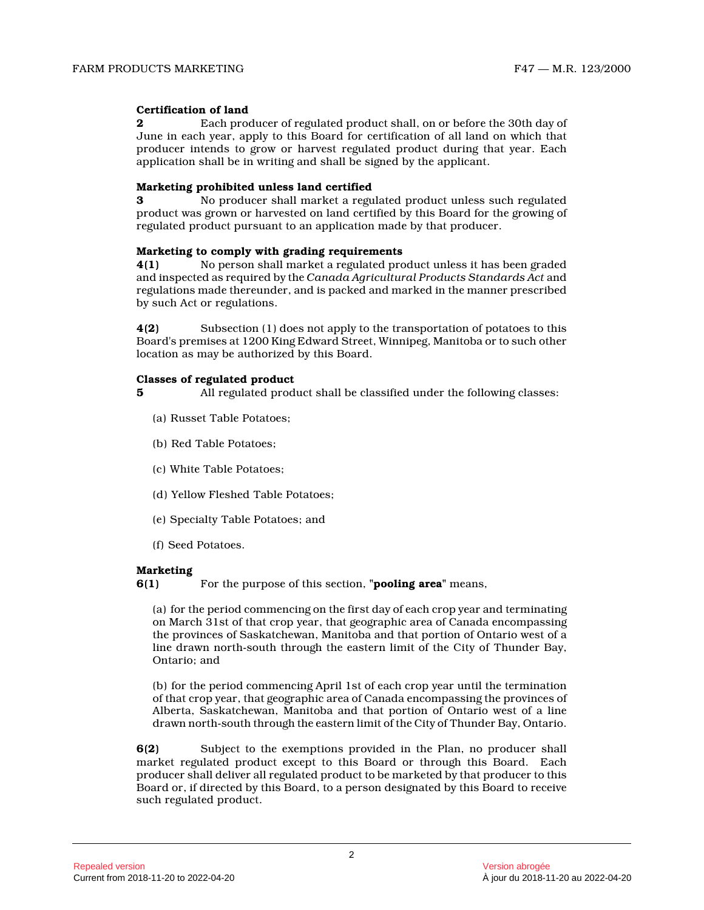**Certification of land**

**2** Each producer of regulated product shall, on or before the 30th day of June in each year, apply to this Board for certification of all land on which that producer intends to grow or harvest regulated product during that year. Each application shall be in writing and shall be signed by the applicant.

**Marketing prohibited unless land certified**

**3** No producer shall market a regulated product unless such regulated product was grown or harvested on land certified by this Board for the growing of regulated product pursuant to an application made by that producer.

**Marketing to comply with grading requirements**

**4(1)** No person shall market a regulated product unless it has been graded and inspected as required by the *Canada Agricultural Products Standards Act* and regulations made thereunder, and is packed and marked in the manner prescribed by such Act or regulations.

**4(2)** Subsection (1) does not apply to the transportation of potatoes to this Board's premises at 1200 King Edward Street, Winnipeg, Manitoba or to such other location as may be authorized by this Board.

**Classes of regulated product**

**5** All regulated product shall be classified under the following classes:

(a) Russet Table Potatoes;

(b) Red Table Potatoes;

(c) White Table Potatoes;

(d) Yellow Fleshed Table Potatoes;

(e) Specialty Table Potatoes; and

(f) Seed Potatoes.

**Marketing**

**6(1)** For the purpose of this section, "**pooling area**" means,

(a) for the period commencing on the first day of each crop year and terminating on March 31st of that crop year, that geographic area of Canada encompassing the provinces of Saskatchewan, Manitoba and that portion of Ontario west of a line drawn north-south through the eastern limit of the City of Thunder Bay, Ontario; and

(b) for the period commencing April 1st of each crop year until the termination of that crop year, that geographic area of Canada encompassing the provinces of Alberta, Saskatchewan, Manitoba and that portion of Ontario west of a line drawn north-south through the eastern limit of the City of Thunder Bay, Ontario.

**6(2)** Subject to the exemptions provided in the Plan, no producer shall market regulated product except to this Board or through this Board. Each producer shall deliver all regulated product to be marketed by that producer to this Board or, if directed by this Board, to a person designated by this Board to receive such regulated product.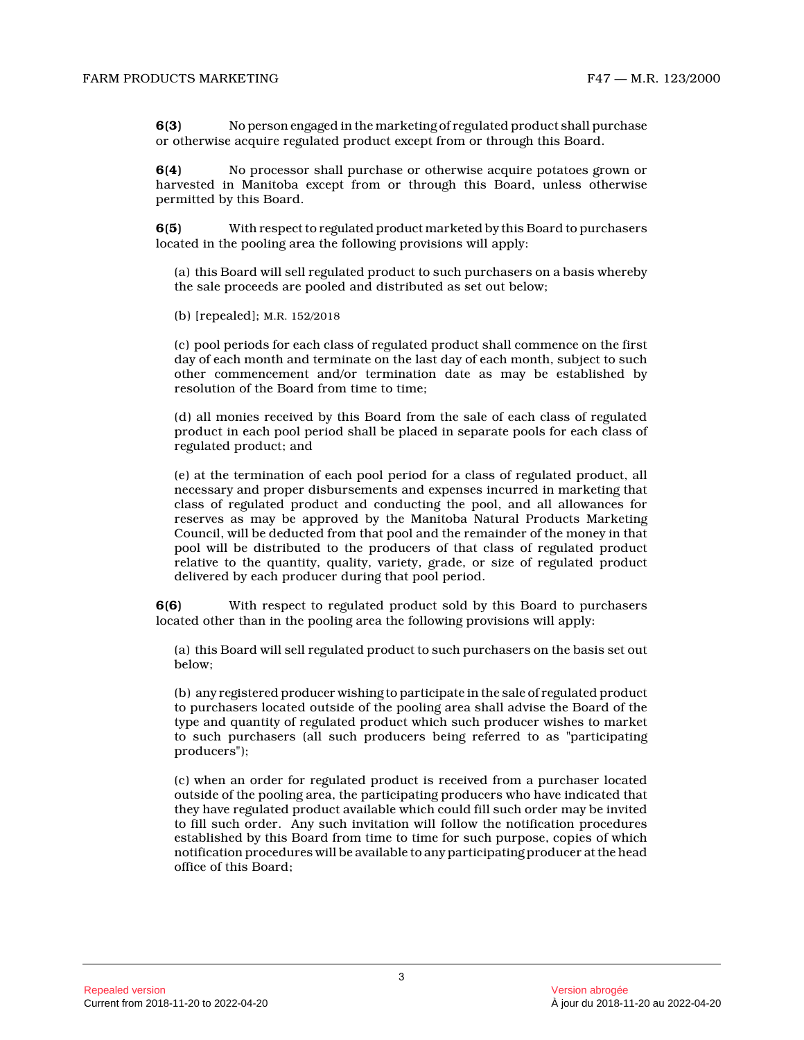**6(3)** No person engaged in the marketing of regulated product shall purchase or otherwise acquire regulated product except from or through this Board.

**6(4)** No processor shall purchase or otherwise acquire potatoes grown or harvested in Manitoba except from or through this Board, unless otherwise permitted by this Board.

**6(5)** With respect to regulated product marketed by this Board to purchasers located in the pooling area the following provisions will apply:

(a) this Board will sell regulated product to such purchasers on a basis whereby the sale proceeds are pooled and distributed as set out below;

(b) [repealed]; M.R. 152/2018

(c) pool periods for each class of regulated product shall commence on the first day of each month and terminate on the last day of each month, subject to such other commencement and/or termination date as may be established by resolution of the Board from time to time;

(d) all monies received by this Board from the sale of each class of regulated product in each pool period shall be placed in separate pools for each class of regulated product; and

(e) at the termination of each pool period for a class of regulated product, all necessary and proper disbursements and expenses incurred in marketing that class of regulated product and conducting the pool, and all allowances for reserves as may be approved by the Manitoba Natural Products Marketing Council, will be deducted from that pool and the remainder of the money in that pool will be distributed to the producers of that class of regulated product relative to the quantity, quality, variety, grade, or size of regulated product delivered by each producer during that pool period.

**6(6)** With respect to regulated product sold by this Board to purchasers located other than in the pooling area the following provisions will apply:

(a) this Board will sell regulated product to such purchasers on the basis set out below;

(b) any registered producer wishing to participate in the sale of regulated product to purchasers located outside of the pooling area shall advise the Board of the type and quantity of regulated product which such producer wishes to market to such purchasers (all such producers being referred to as "participating producers");

(c) when an order for regulated product is received from a purchaser located outside of the pooling area, the participating producers who have indicated that they have regulated product available which could fill such order may be invited to fill such order. Any such invitation will follow the notification procedures established by this Board from time to time for such purpose, copies of which notification procedures will be available to any participating producer at the head office of this Board;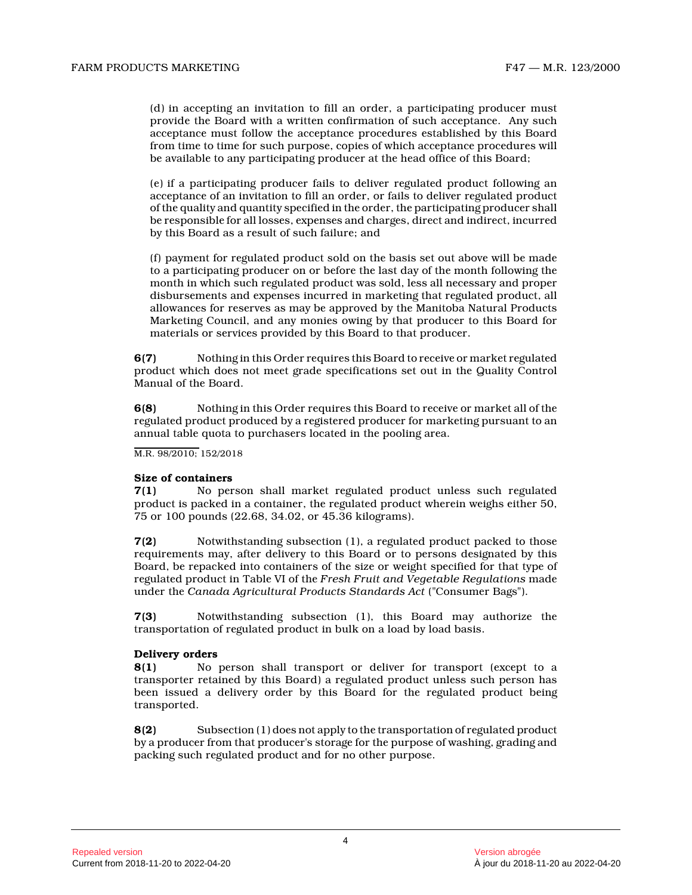(d) in accepting an invitation to fill an order, a participating producer must provide the Board with a written confirmation of such acceptance. Any such acceptance must follow the acceptance procedures established by this Board from time to time for such purpose, copies of which acceptance procedures will be available to any participating producer at the head office of this Board;

(e) if a participating producer fails to deliver regulated product following an acceptance of an invitation to fill an order, or fails to deliver regulated product of the quality and quantity specified in the order, the participating producer shall be responsible for all losses, expenses and charges, direct and indirect, incurred by this Board as a result of such failure; and

(f) payment for regulated product sold on the basis set out above will be made to a participating producer on or before the last day of the month following the month in which such regulated product was sold, less all necessary and proper disbursements and expenses incurred in marketing that regulated product, all allowances for reserves as may be approved by the Manitoba Natural Products Marketing Council, and any monies owing by that producer to this Board for materials or services provided by this Board to that producer.

**6(7)** Nothing in this Order requires this Board to receive or market regulated product which does not meet grade specifications set out in the Quality Control Manual of the Board.

**6(8)** Nothing in this Order requires this Board to receive or market all of the regulated product produced by a registered producer for marketing pursuant to an annual table quota to purchasers located in the pooling area.

M.R. 98/2010; 152/2018

**Size of containers**

**7(1)** No person shall market regulated product unless such regulated product is packed in a container, the regulated product wherein weighs either 50, 75 or 100 pounds (22.68, 34.02, or 45.36 kilograms).

**7(2)** Notwithstanding subsection (1), a regulated product packed to those requirements may, after delivery to this Board or to persons designated by this Board, be repacked into containers of the size or weight specified for that type of regulated product in Table VI of the *Fresh Fruit and Vegetable Regulations* made under the *Canada Agricultural Products Standards Act* ("Consumer Bags").

**7(3)** Notwithstanding subsection (1), this Board may authorize the transportation of regulated product in bulk on a load by load basis.

**Delivery orders**

**8(1)** No person shall transport or deliver for transport (except to a transporter retained by this Board) a regulated product unless such person has been issued a delivery order by this Board for the regulated product being transported.

**8(2)** Subsection (1) does not apply to the transportation of regulated product by a producer from that producer's storage for the purpose of washing, grading and packing such regulated product and for no other purpose.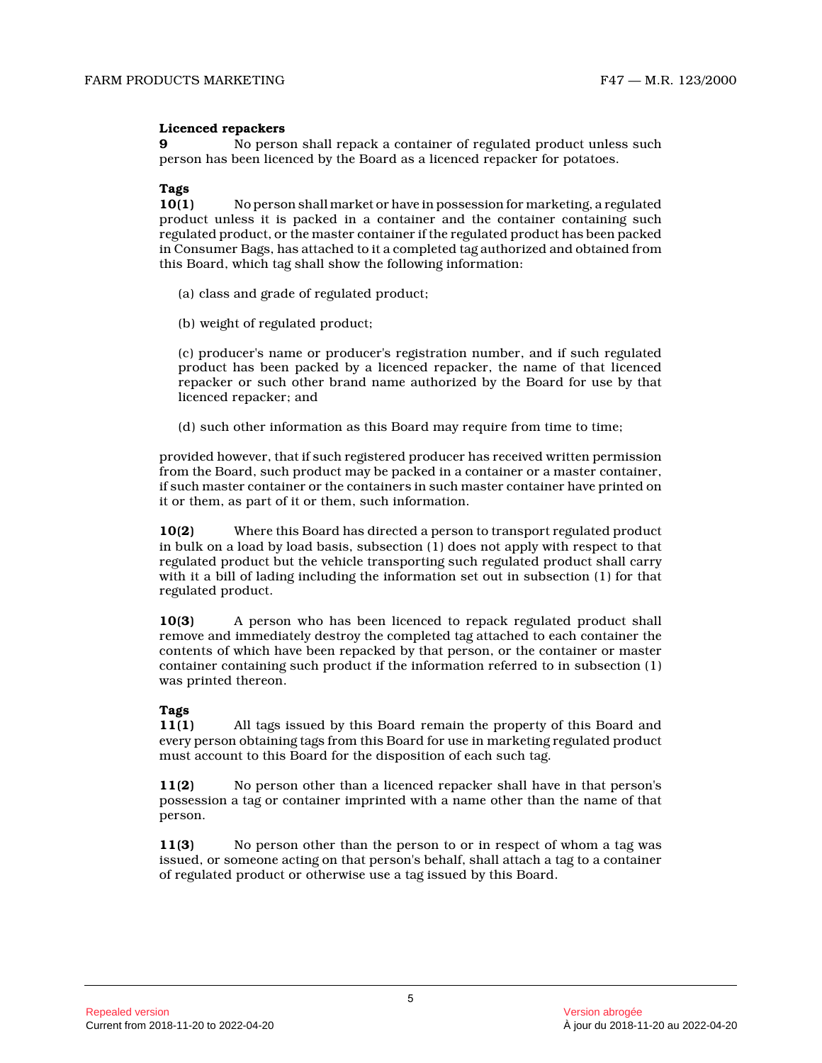**Licenced repackers**

**9** No person shall repack a container of regulated product unless such person has been licenced by the Board as a licenced repacker for potatoes.

**Tags**

**10(1)** No person shall market or have in possession for marketing, a regulated product unless it is packed in a container and the container containing such regulated product, or the master container if the regulated product has been packed in Consumer Bags, has attached to it a completed tag authorized and obtained from this Board, which tag shall show the following information:

(a) class and grade of regulated product;

(b) weight of regulated product;

(c) producer's name or producer's registration number, and if such regulated product has been packed by a licenced repacker, the name of that licenced repacker or such other brand name authorized by the Board for use by that licenced repacker; and

(d) such other information as this Board may require from time to time;

provided however, that if such registered producer has received written permission from the Board, such product may be packed in a container or a master container, if such master container or the containers in such master container have printed on it or them, as part of it or them, such information.

**10(2)** Where this Board has directed a person to transport regulated product in bulk on a load by load basis, subsection (1) does not apply with respect to that regulated product but the vehicle transporting such regulated product shall carry with it a bill of lading including the information set out in subsection (1) for that regulated product.

**10(3)** A person who has been licenced to repack regulated product shall remove and immediately destroy the completed tag attached to each container the contents of which have been repacked by that person, or the container or master container containing such product if the information referred to in subsection (1) was printed thereon.

**Tags**

**11(1)** All tags issued by this Board remain the property of this Board and every person obtaining tags from this Board for use in marketing regulated product must account to this Board for the disposition of each such tag.

**11(2)** No person other than a licenced repacker shall have in that person's possession a tag or container imprinted with a name other than the name of that person.

**11(3)** No person other than the person to or in respect of whom a tag was issued, or someone acting on that person's behalf, shall attach a tag to a container of regulated product or otherwise use a tag issued by this Board.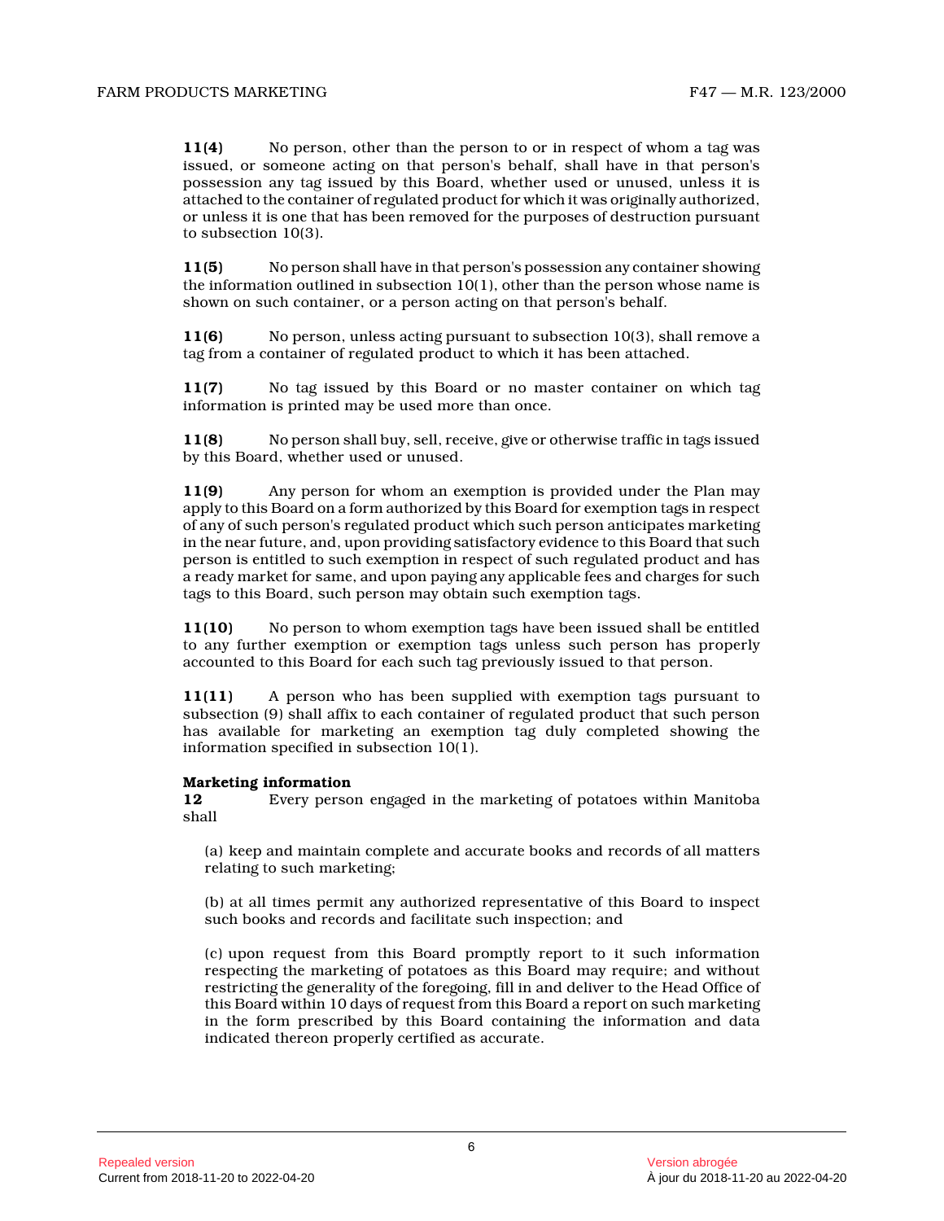**11(4)** No person, other than the person to or in respect of whom a tag was issued, or someone acting on that person's behalf, shall have in that person's possession any tag issued by this Board, whether used or unused, unless it is attached to the container of regulated product for which it was originally authorized, or unless it is one that has been removed for the purposes of destruction pursuant to subsection 10(3).

**11(5)** No person shall have in that person's possession any container showing the information outlined in subsection 10(1), other than the person whose name is shown on such container, or a person acting on that person's behalf.

**11(6)** No person, unless acting pursuant to subsection 10(3), shall remove a tag from a container of regulated product to which it has been attached.

**11(7)** No tag issued by this Board or no master container on which tag information is printed may be used more than once.

**11(8)** No person shall buy, sell, receive, give or otherwise traffic in tags issued by this Board, whether used or unused.

**11(9)** Any person for whom an exemption is provided under the Plan may apply to this Board on a form authorized by this Board for exemption tags in respect of any of such person's regulated product which such person anticipates marketing in the near future, and, upon providing satisfactory evidence to this Board that such person is entitled to such exemption in respect of such regulated product and has a ready market for same, and upon paying any applicable fees and charges for such tags to this Board, such person may obtain such exemption tags.

**11(10)** No person to whom exemption tags have been issued shall be entitled to any further exemption or exemption tags unless such person has properly accounted to this Board for each such tag previously issued to that person.

**11(11)** A person who has been supplied with exemption tags pursuant to subsection (9) shall affix to each container of regulated product that such person has available for marketing an exemption tag duly completed showing the information specified in subsection 10(1).

**Marketing information**

**12** Every person engaged in the marketing of potatoes within Manitoba shall

(a) keep and maintain complete and accurate books and records of all matters relating to such marketing;

(b) at all times permit any authorized representative of this Board to inspect such books and records and facilitate such inspection; and

(c) upon request from this Board promptly report to it such information respecting the marketing of potatoes as this Board may require; and without restricting the generality of the foregoing, fill in and deliver to the Head Office of this Board within 10 days of request from this Board a report on such marketing in the form prescribed by this Board containing the information and data indicated thereon properly certified as accurate.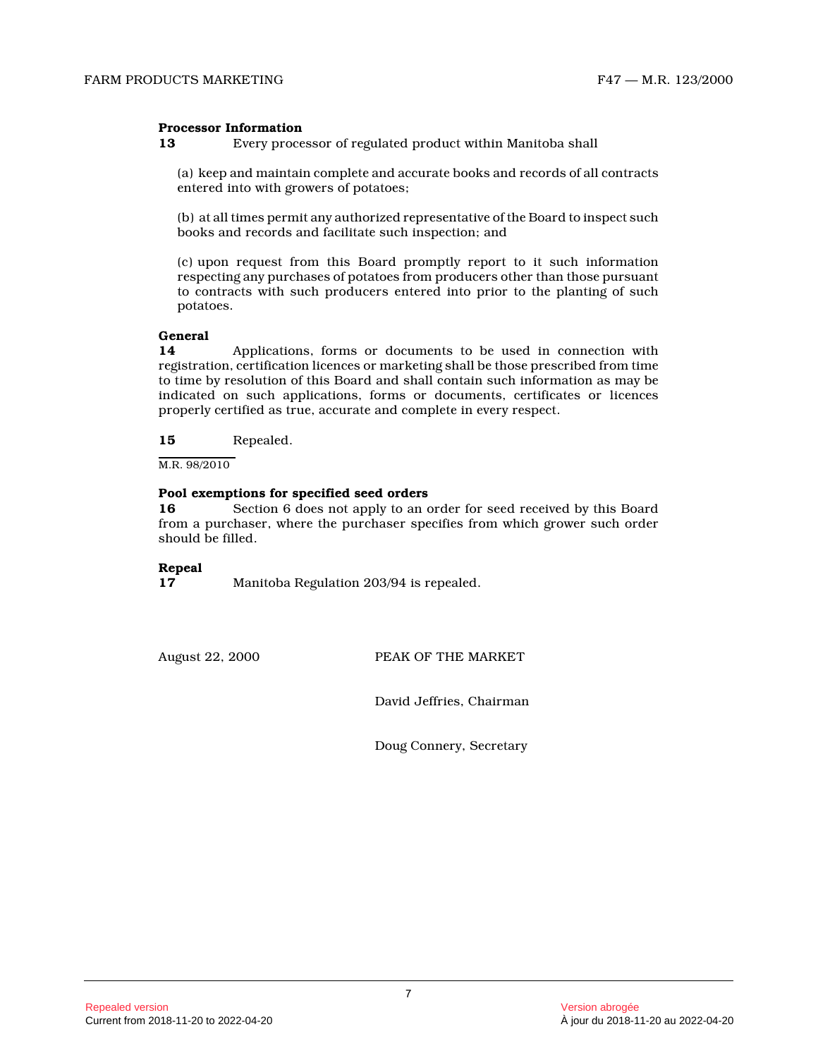**Processor Information**

**13** Every processor of regulated product within Manitoba shall

(a) keep and maintain complete and accurate books and records of all contracts entered into with growers of potatoes;

(b) at all times permit any authorized representative of the Board to inspect such books and records and facilitate such inspection; and

(c) upon request from this Board promptly report to it such information respecting any purchases of potatoes from producers other than those pursuant to contracts with such producers entered into prior to the planting of such potatoes.

**General**

**14** Applications, forms or documents to be used in connection with registration, certification licences or marketing shall be those prescribed from time to time by resolution of this Board and shall contain such information as may be indicated on such applications, forms or documents, certificates or licences properly certified as true, accurate and complete in every respect.

**15** Repealed.

M.R. 98/2010

**Pool exemptions for specified seed orders**

**16** Section 6 does not apply to an order for seed received by this Board from a purchaser, where the purchaser specifies from which grower such order should be filled.

**Repeal**

**17** Manitoba Regulation 203/94 is repealed.

August 22, 2000

PEAK OF THE MARKET

David Jeffries, Chairman

Doug Connery, Secretary